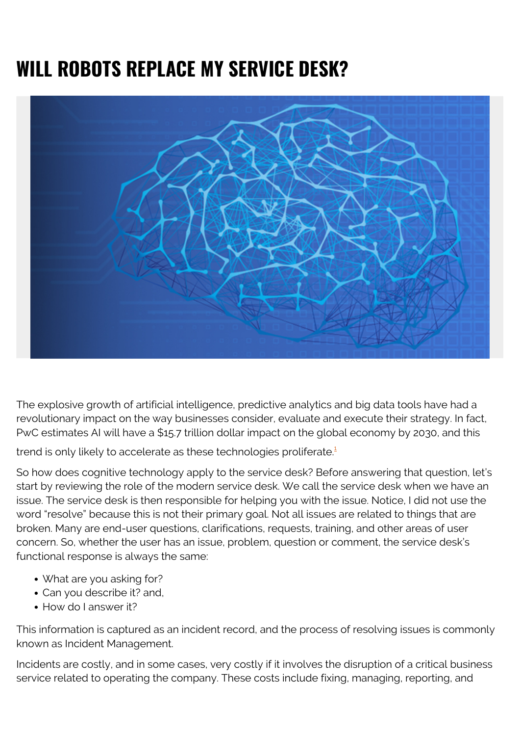# WILL ROBOTS REPLACE MY SERVICE DESK?

The explosive growth of artificial intelligence, predictive analytics and big data tools have had a revolutionary impact on the way businesses consider, evaluate and execute their strategy. In fact, PwC estimates AI will have a $15.7 trillion dollar impact on the global economy by 2030, and this trend is only likely to accelerate as these technologies proliferate.[1]

So how does cognitive technology apply to the service desk? Before answering that question, let's start by reviewing the role of the modern service desk. We call the service desk when we have an issue. The service desk is then responsible for helping you with the issue. Notice, I did not use the word "resolve" because this is not their primary goal. Not all issues are related to things that are broken. Many are end-user questions, clarifications, requests, training, and other areas of user concern. So, whether the user has an issue, problem, question or comment, the service desk's functional response is always the same:

- What are you asking for?
- Can you describe it? and,
- How do I answer it?

This information is captured as an incident record, and the process of resolving issues is commonly known as Incident Management.

Incidents are costly, and in some cases, very costly if it involves the disruption of a critical business service related to operating the company. These costs include fixing, managing, reporting, and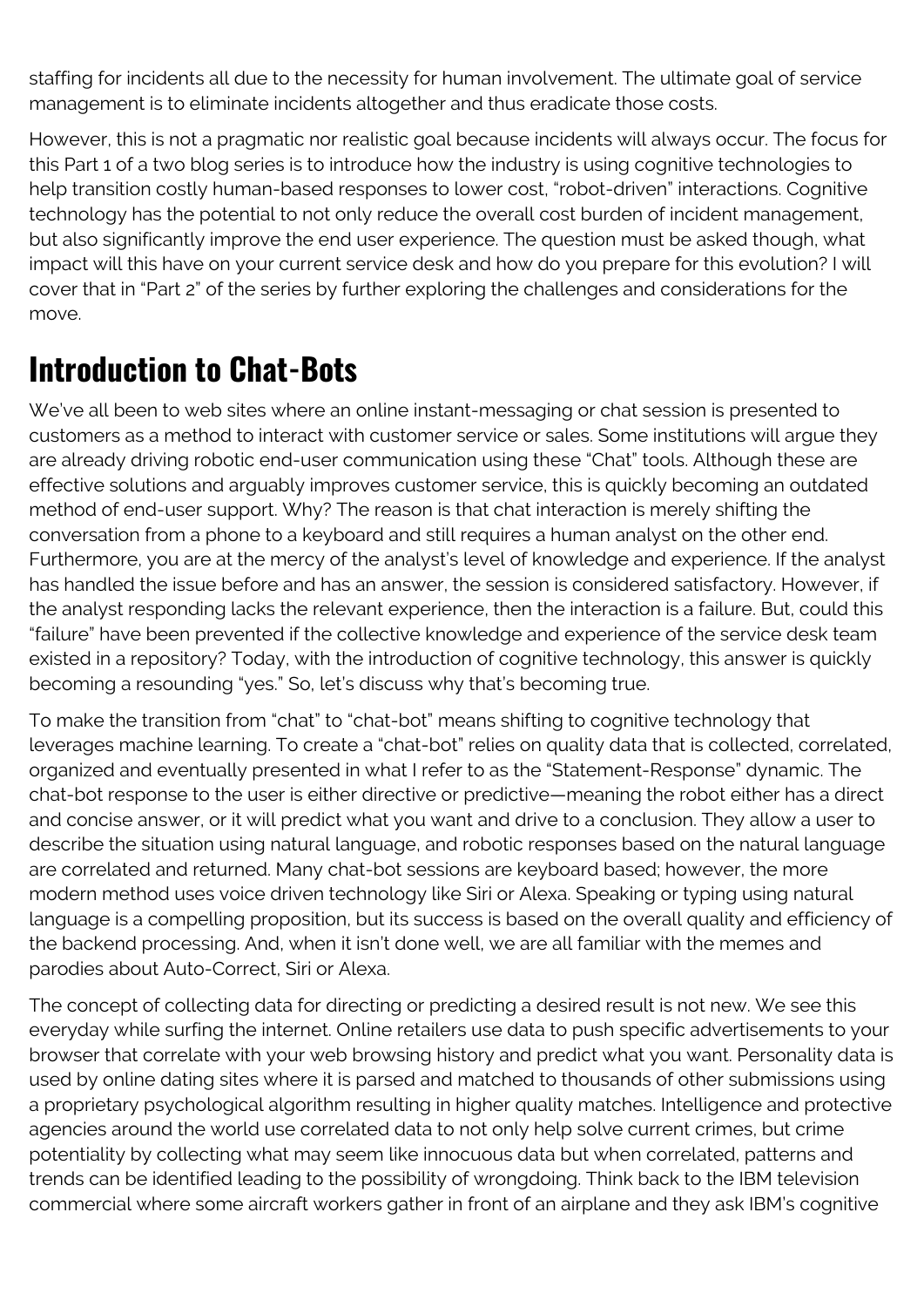staffing for incidents all due to the necessity for human involvement. The ultimate goal of service management is to eliminate incidents altogether and thus eradicate those costs.

However, this is not a pragmatic nor realistic goal because incidents will always occur. The focus for this Part 1 of a two blog series is to introduce how the industry is using cognitive technologies to help transition costly human-based responses to lower cost, "robot-driven" interactions. Cognitive technology has the potential to not only reduce the overall cost burden of incident management, but also significantly improve the end user experience. The question must be asked though, what impact will this have on your current service desk and how do you prepare for this evolution? I will cover that in "Part 2" of the series by further exploring the challenges and considerations for the move.

## Introduction to Chat-Bots

We've all been to web sites where an online instant-messaging or chat session is presented to customers as a method to interact with customer service or sales. Some institutions will argue they are already driving robotic end-user communication using these "Chat" tools. Although these are effective solutions and arguably improves customer service, this is quickly becoming an outdated method of end-user support. Why? The reason is that chat interaction is merely shifting the conversation from a phone to a keyboard and still requires a human analyst on the other end. Furthermore, you are at the mercy of the analyst's level of knowledge and experience. If the analyst has handled the issue before and has an answer, the session is considered satisfactory. However, if the analyst responding lacks the relevant experience, then the interaction is a failure. But, could this "failure" have been prevented if the collective knowledge and experience of the service desk team existed in a repository? Today, with the introduction of cognitive technology, this answer is quickly becoming a resounding "yes." So, let's discuss why that's becoming true.

To make the transition from "chat" to "chat-bot" means shifting to cognitive technology that leverages machine learning. To create a "chat-bot" relies on quality data that is collected, correlated, organized and eventually presented in what I refer to as the "Statement-Response" dynamic. The chat-bot response to the user is either directive or predictive—meaning the robot either has a direct and concise answer, or it will predict what you want and drive to a conclusion. They allow a user to describe the situation using natural language, and robotic responses based on the natural language are correlated and returned. Many chat-bot sessions are keyboard based; however, the more modern method uses voice driven technology like Siri or Alexa. Speaking or typing using natural language is a compelling proposition, but its success is based on the overall quality and efficiency of the backend processing. And, when it isn't done well, we are all familiar with the memes and parodies about Auto-Correct, Siri or Alexa.

The concept of collecting data for directing or predicting a desired result is not new. We see this everyday while surfing the internet. Online retailers use data to push specific advertisements to your browser that correlate with your web browsing history and predict what you want. Personality data is used by online dating sites where it is parsed and matched to thousands of other submissions using a proprietary psychological algorithm resulting in higher quality matches. Intelligence and protective agencies around the world use correlated data to not only help solve current crimes, but crime potentiality by collecting what may seem like innocuous data but when correlated, patterns and trends can be identified leading to the possibility of wrongdoing. Think back to the IBM television commercial where some aircraft workers gather in front of an airplane and they ask IBM's cognitive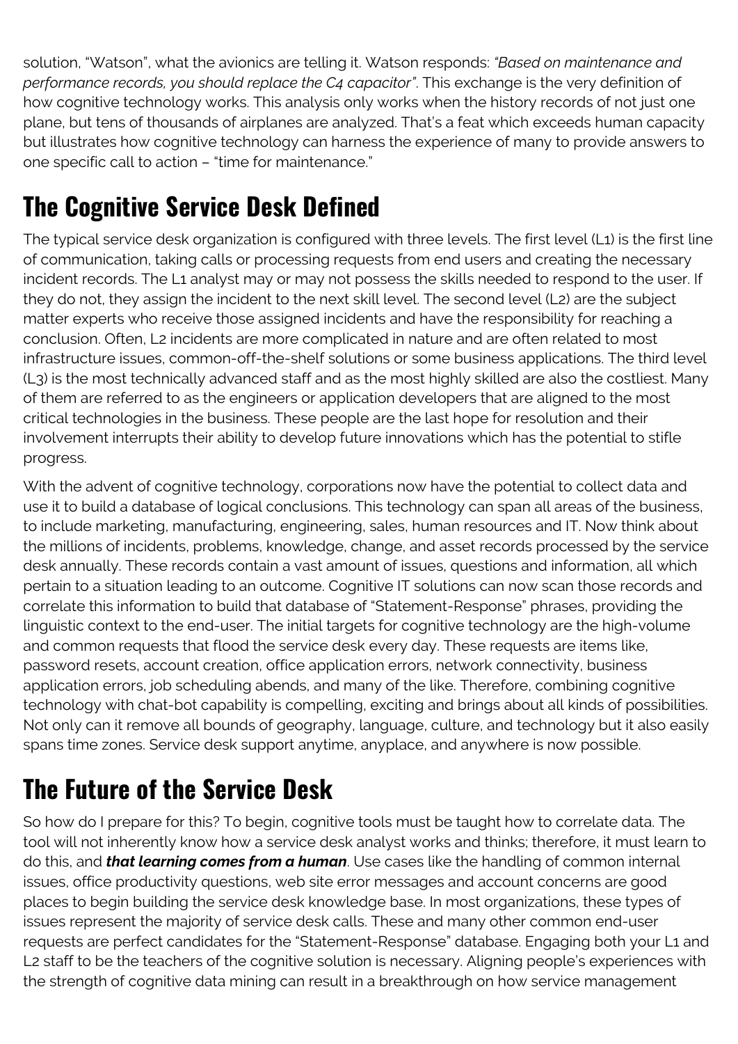solution, "Watson", what the avionics are telling it. Watson responds: *"Based on maintenance and performance records, you should replace the C4 capacitor"*. This exchange is the very definition of how cognitive technology works. This analysis only works when the history records of not just one plane, but tens of thousands of airplanes are analyzed. That's a feat which exceeds human capacity but illustrates how cognitive technology can harness the experience of many to provide answers to one specific call to action – "time for maintenance."

## The Cognitive Service Desk Defined

The typical service desk organization is configured with three levels. The first level (L1) is the first line of communication, taking calls or processing requests from end users and creating the necessary incident records. The L1 analyst may or may not possess the skills needed to respond to the user. If they do not, they assign the incident to the next skill level. The second level (L2) are the subject matter experts who receive those assigned incidents and have the responsibility for reaching a conclusion. Often, L2 incidents are more complicated in nature and are often related to most infrastructure issues, common-off-the-shelf solutions or some business applications. The third level (L3) is the most technically advanced staff and as the most highly skilled are also the costliest. Many of them are referred to as the engineers or application developers that are aligned to the most critical technologies in the business. These people are the last hope for resolution and their involvement interrupts their ability to develop future innovations which has the potential to stifle progress.

With the advent of cognitive technology, corporations now have the potential to collect data and use it to build a database of logical conclusions. This technology can span all areas of the business, to include marketing, manufacturing, engineering, sales, human resources and IT. Now think about the millions of incidents, problems, knowledge, change, and asset records processed by the service desk annually. These records contain a vast amount of issues, questions and information, all which pertain to a situation leading to an outcome. Cognitive IT solutions can now scan those records and correlate this information to build that database of "Statement-Response" phrases, providing the linguistic context to the end-user. The initial targets for cognitive technology are the high-volume and common requests that flood the service desk every day. These requests are items like, password resets, account creation, office application errors, network connectivity, business application errors, job scheduling abends, and many of the like. Therefore, combining cognitive technology with chat-bot capability is compelling, exciting and brings about all kinds of possibilities. Not only can it remove all bounds of geography, language, culture, and technology but it also easily spans time zones. Service desk support anytime, anyplace, and anywhere is now possible.

## The Future of the Service Desk

So how do I prepare for this? To begin, cognitive tools must be taught how to correlate data. The tool will not inherently know how a service desk analyst works and thinks; therefore, it must learn to do this, and ***that learning comes from a human***. Use cases like the handling of common internal issues, office productivity questions, web site error messages and account concerns are good places to begin building the service desk knowledge base. In most organizations, these types of issues represent the majority of service desk calls. These and many other common end-user requests are perfect candidates for the "Statement-Response" database. Engaging both your L1 and L2 staff to be the teachers of the cognitive solution is necessary. Aligning people's experiences with the strength of cognitive data mining can result in a breakthrough on how service management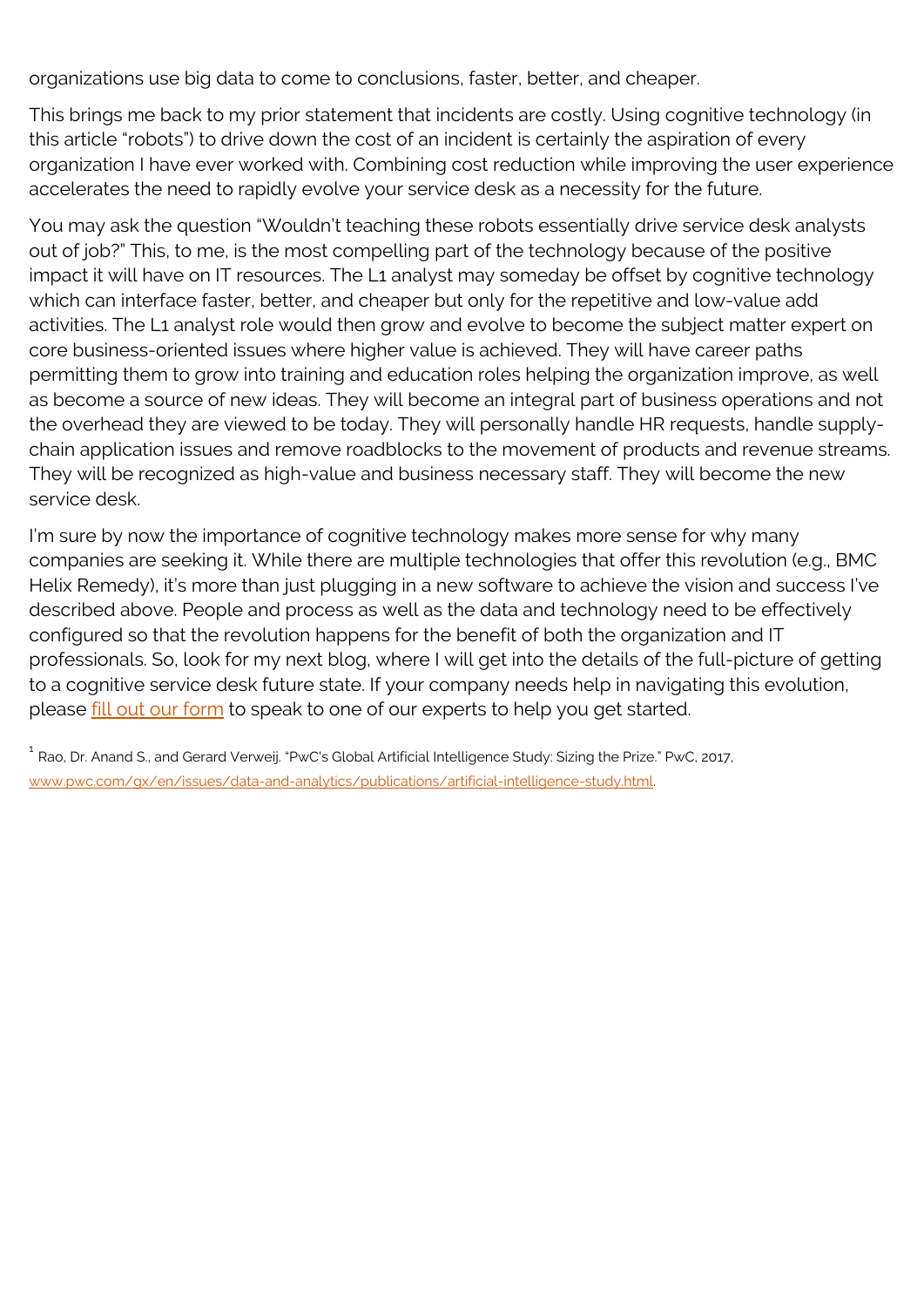organizations use big data to come to conclusions, faster, better, and cheaper.

This brings me back to my prior statement that incidents are costly. Using cognitive technology (in this article "robots") to drive down the cost of an incident is certainly the aspiration of every organization I have ever worked with. Combining cost reduction while improving the user experience accelerates the need to rapidly evolve your service desk as a necessity for the future.

You may ask the question "Wouldn't teaching these robots essentially drive service desk analysts out of job?" This, to me, is the most compelling part of the technology because of the positive impact it will have on IT resources. The L1 analyst may someday be offset by cognitive technology which can interface faster, better, and cheaper but only for the repetitive and low-value add activities. The L1 analyst role would then grow and evolve to become the subject matter expert on core business-oriented issues where higher value is achieved. They will have career paths permitting them to grow into training and education roles helping the organization improve, as well as become a source of new ideas. They will become an integral part of business operations and not the overhead they are viewed to be today. They will personally handle HR requests, handle supply-chain application issues and remove roadblocks to the movement of products and revenue streams. They will be recognized as high-value and business necessary staff. They will become the new service desk.

I'm sure by now the importance of cognitive technology makes more sense for why many companies are seeking it. While there are multiple technologies that offer this revolution (e.g., BMC Helix Remedy), it's more than just plugging in a new software to achieve the vision and success I've described above. People and process as well as the data and technology need to be effectively configured so that the revolution happens for the benefit of both the organization and IT professionals. So, look for my next blog, where I will get into the details of the full-picture of getting to a cognitive service desk future state. If your company needs help in navigating this evolution, please fill out our form to speak to one of our experts to help you get started.

[1] Rao, Dr. Anand S., and Gerard Verweij. "PwC's Global Artificial Intelligence Study: Sizing the Prize." PwC, 2017, www.pwc.com/gx/en/issues/data-and-analytics/publications/artificial-intelligence-study.html.